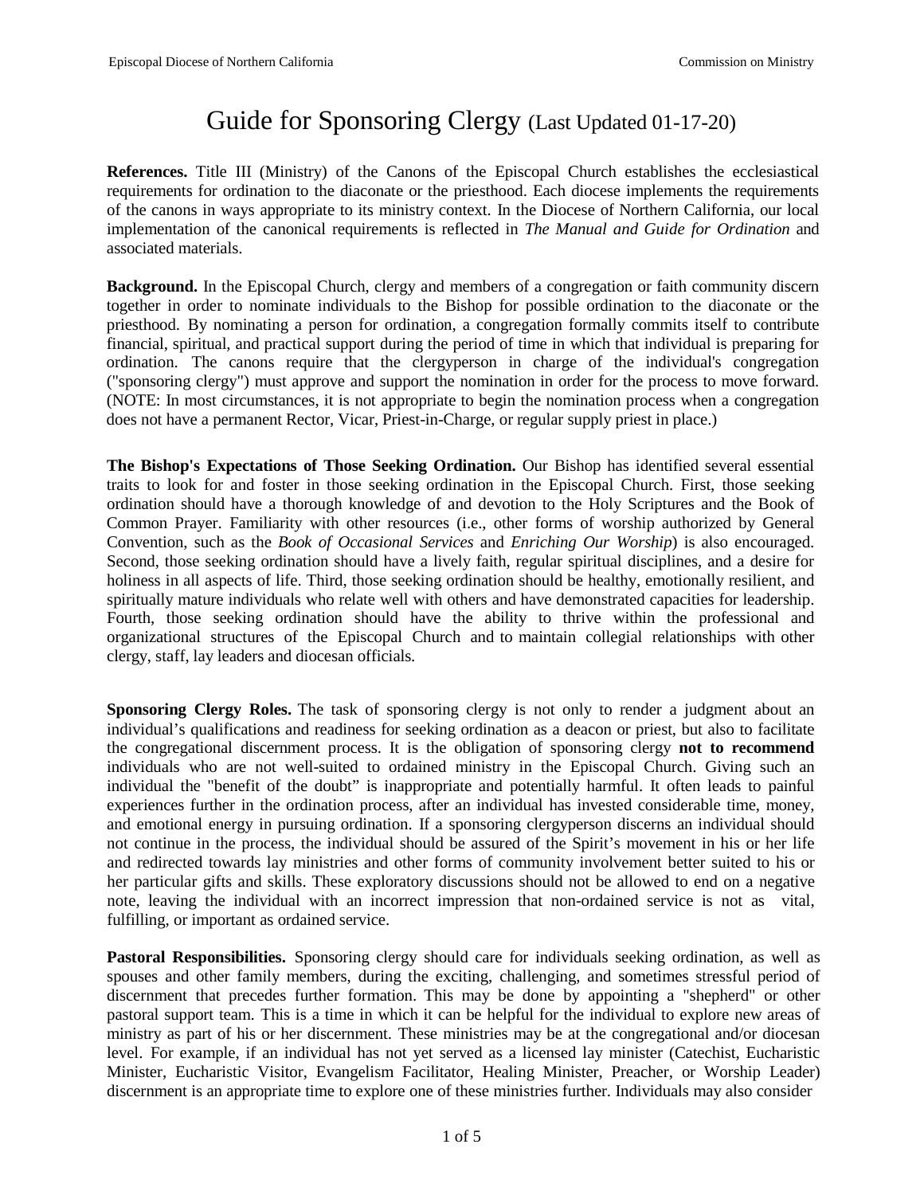# Guide for Sponsoring Clergy (Last Updated 01-17-20)

**References.** Title III (Ministry) of the Canons of the Episcopal Church establishes the ecclesiastical requirements for ordination to the diaconate or the priesthood. Each diocese implements the requirements of the canons in ways appropriate to its ministry context. In the Diocese of Northern California, our local implementation of the canonical requirements is reflected in *The Manual and Guide for Ordination* and associated materials.

**Background.** In the Episcopal Church, clergy and members of a congregation or faith community discern together in order to nominate individuals to the Bishop for possible ordination to the diaconate or the priesthood. By nominating a person for ordination, a congregation formally commits itself to contribute financial, spiritual, and practical support during the period of time in which that individual is preparing for ordination. The canons require that the clergyperson in charge of the individual's congregation ("sponsoring clergy") must approve and support the nomination in order for the process to move forward. (NOTE: In most circumstances, it is not appropriate to begin the nomination process when a congregation does not have a permanent Rector, Vicar, Priest-in-Charge, or regular supply priest in place.)

**The Bishop's Expectations of Those Seeking Ordination.** Our Bishop has identified several essential traits to look for and foster in those seeking ordination in the Episcopal Church. First, those seeking ordination should have a thorough knowledge of and devotion to the Holy Scriptures and the Book of Common Prayer. Familiarity with other resources (i.e., other forms of worship authorized by General Convention, such as the *Book of Occasional Services* and *Enriching Our Worship*) is also encouraged. Second, those seeking ordination should have a lively faith, regular spiritual disciplines, and a desire for holiness in all aspects of life. Third, those seeking ordination should be healthy, emotionally resilient, and spiritually mature individuals who relate well with others and have demonstrated capacities for leadership. Fourth, those seeking ordination should have the ability to thrive within the professional and organizational structures of the Episcopal Church and to maintain collegial relationships with other clergy, staff, lay leaders and diocesan officials.

**Sponsoring Clergy Roles.** The task of sponsoring clergy is not only to render a judgment about an individual's qualifications and readiness for seeking ordination as a deacon or priest, but also to facilitate the congregational discernment process. It is the obligation of sponsoring clergy **not to recommend** individuals who are not well-suited to ordained ministry in the Episcopal Church. Giving such an individual the "benefit of the doubt" is inappropriate and potentially harmful. It often leads to painful experiences further in the ordination process, after an individual has invested considerable time, money, and emotional energy in pursuing ordination. If a sponsoring clergyperson discerns an individual should not continue in the process, the individual should be assured of the Spirit's movement in his or her life and redirected towards lay ministries and other forms of community involvement better suited to his or her particular gifts and skills. These exploratory discussions should not be allowed to end on a negative note, leaving the individual with an incorrect impression that non-ordained service is not as vital, fulfilling, or important as ordained service.

**Pastoral Responsibilities.** Sponsoring clergy should care for individuals seeking ordination, as well as spouses and other family members, during the exciting, challenging, and sometimes stressful period of discernment that precedes further formation. This may be done by appointing a "shepherd" or other pastoral support team. This is a time in which it can be helpful for the individual to explore new areas of ministry as part of his or her discernment. These ministries may be at the congregational and/or diocesan level. For example, if an individual has not yet served as a licensed lay minister (Catechist, Eucharistic Minister, Eucharistic Visitor, Evangelism Facilitator, Healing Minister, Preacher, or Worship Leader) discernment is an appropriate time to explore one of these ministries further. Individuals may also consider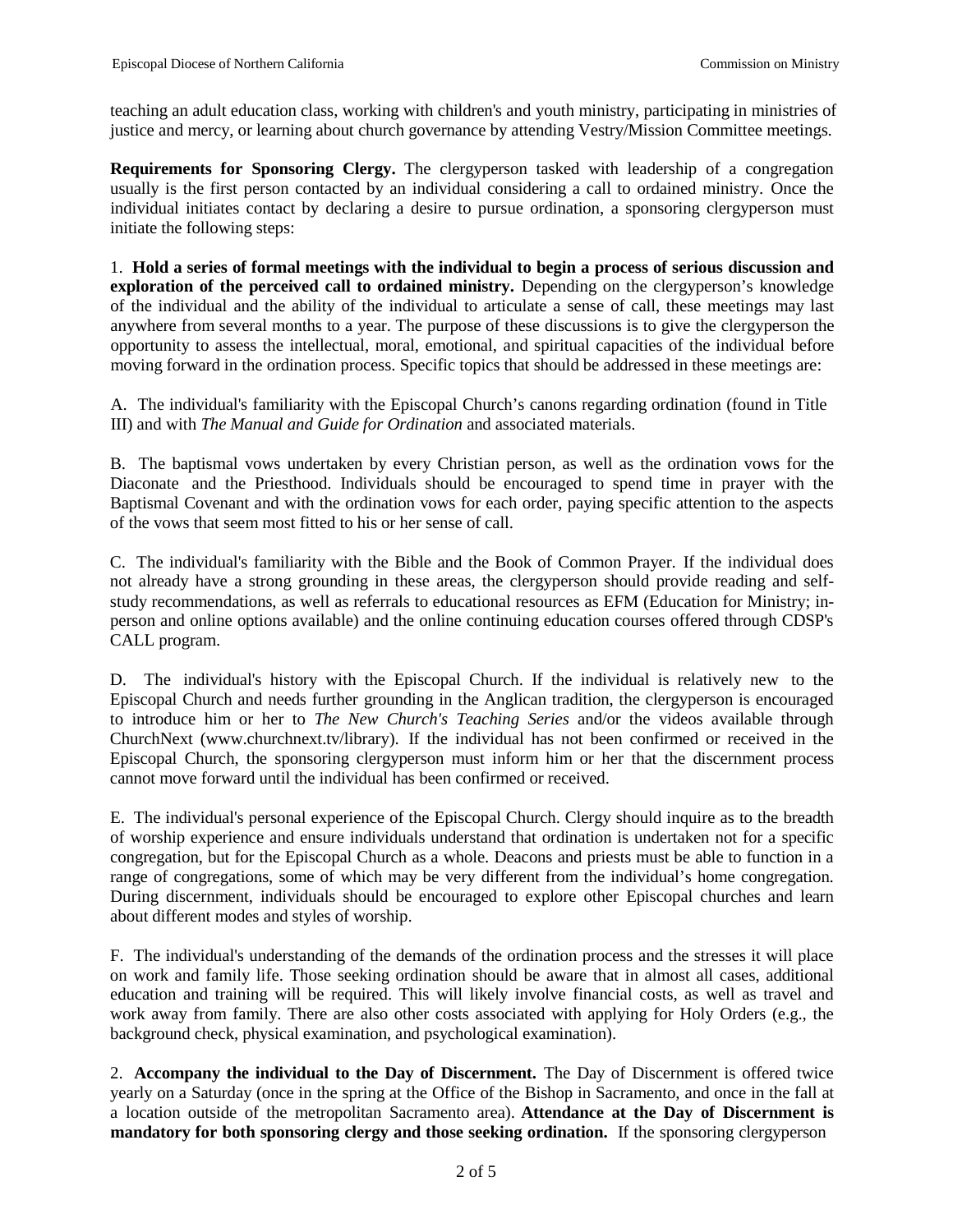teaching an adult education class, working with children's and youth ministry, participating in ministries of justice and mercy, or learning about church governance by attending Vestry/Mission Committee meetings.

**Requirements for Sponsoring Clergy.** The clergyperson tasked with leadership of a congregation usually is the first person contacted by an individual considering a call to ordained ministry. Once the individual initiates contact by declaring a desire to pursue ordination, a sponsoring clergyperson must initiate the following steps:

1. **Hold a series of formal meetings with the individual to begin a process of serious discussion and exploration of the perceived call to ordained ministry.** Depending on the clergyperson's knowledge of the individual and the ability of the individual to articulate a sense of call, these meetings may last anywhere from several months to a year. The purpose of these discussions is to give the clergyperson the opportunity to assess the intellectual, moral, emotional, and spiritual capacities of the individual before moving forward in the ordination process. Specific topics that should be addressed in these meetings are:

A. The individual's familiarity with the Episcopal Church's canons regarding ordination (found in Title III) and with *The Manual and Guide for Ordination* and associated materials.

B. The baptismal vows undertaken by every Christian person, as well as the ordination vows for the Diaconate and the Priesthood. Individuals should be encouraged to spend time in prayer with the Baptismal Covenant and with the ordination vows for each order, paying specific attention to the aspects of the vows that seem most fitted to his or her sense of call.

C. The individual's familiarity with the Bible and the Book of Common Prayer. If the individual does not already have a strong grounding in these areas, the clergyperson should provide reading and self-study recommendations, as well as referrals to educational resources as EFM (Education for Ministry; in-person and online options available) and the online continuing education courses offered through CDSP's CALL program.

D. The individual's history with the Episcopal Church. If the individual is relatively new to the Episcopal Church and needs further grounding in the Anglican tradition, the clergyperson is encouraged to introduce him or her to *The New Church's Teaching Series* and/or the videos available through ChurchNext (www.churchnext.tv/library). If the individual has not been confirmed or received in the Episcopal Church, the sponsoring clergyperson must inform him or her that the discernment process cannot move forward until the individual has been confirmed or received.

E. The individual's personal experience of the Episcopal Church. Clergy should inquire as to the breadth of worship experience and ensure individuals understand that ordination is undertaken not for a specific congregation, but for the Episcopal Church as a whole. Deacons and priests must be able to function in a range of congregations, some of which may be very different from the individual's home congregation. During discernment, individuals should be encouraged to explore other Episcopal churches and learn about different modes and styles of worship.

F. The individual's understanding of the demands of the ordination process and the stresses it will place on work and family life. Those seeking ordination should be aware that in almost all cases, additional education and training will be required. This will likely involve financial costs, as well as travel and work away from family. There are also other costs associated with applying for Holy Orders (e.g., the background check, physical examination, and psychological examination).

2. **Accompany the individual to the Day of Discernment.** The Day of Discernment is offered twice yearly on a Saturday (once in the spring at the Office of the Bishop in Sacramento, and once in the fall at a location outside of the metropolitan Sacramento area). **Attendance at the Day of Discernment is mandatory for both sponsoring clergy and those seeking ordination.** If the sponsoring clergyperson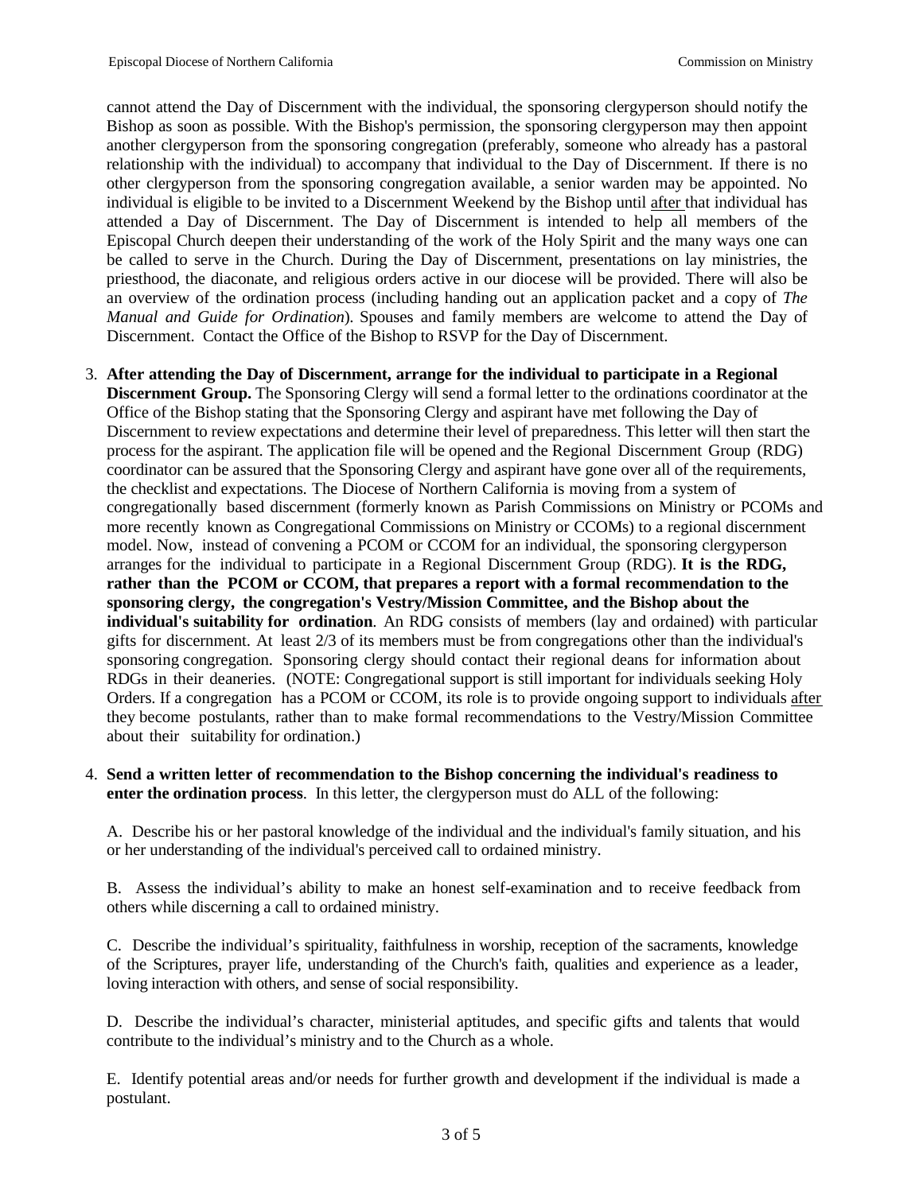cannot attend the Day of Discernment with the individual, the sponsoring clergyperson should notify the Bishop as soon as possible. With the Bishop's permission, the sponsoring clergyperson may then appoint another clergyperson from the sponsoring congregation (preferably, someone who already has a pastoral relationship with the individual) to accompany that individual to the Day of Discernment. If there is no other clergyperson from the sponsoring congregation available, a senior warden may be appointed. No individual is eligible to be invited to a Discernment Weekend by the Bishop until after that individual has attended a Day of Discernment. The Day of Discernment is intended to help all members of the Episcopal Church deepen their understanding of the work of the Holy Spirit and the many ways one can be called to serve in the Church. During the Day of Discernment, presentations on lay ministries, the priesthood, the diaconate, and religious orders active in our diocese will be provided. There will also be an overview of the ordination process (including handing out an application packet and a copy of *The Manual and Guide for Ordination*). Spouses and family members are welcome to attend the Day of Discernment. Contact the Office of the Bishop to RSVP for the Day of Discernment.

3. **After attending the Day of Discernment, arrange for the individual to participate in a Regional Discernment Group.** The Sponsoring Clergy will send a formal letter to the ordinations coordinator at the Office of the Bishop stating that the Sponsoring Clergy and aspirant have met following the Day of Discernment to review expectations and determine their level of preparedness. This letter will then start the process for the aspirant. The application file will be opened and the Regional Discernment Group (RDG) coordinator can be assured that the Sponsoring Clergy and aspirant have gone over all of the requirements, the checklist and expectations. The Diocese of Northern California is moving from a system of congregationally based discernment (formerly known as Parish Commissions on Ministry or PCOMs and more recently known as Congregational Commissions on Ministry or CCOMs) to a regional discernment model. Now, instead of convening a PCOM or CCOM for an individual, the sponsoring clergyperson arranges for the individual to participate in a Regional Discernment Group (RDG). **It is the RDG, rather than the PCOM or CCOM, that prepares a report with a formal recommendation to the sponsoring clergy, the congregation's Vestry/Mission Committee, and the Bishop about the individual's suitability for ordination**. An RDG consists of members (lay and ordained) with particular gifts for discernment. At least 2/3 of its members must be from congregations other than the individual's sponsoring congregation. Sponsoring clergy should contact their regional deans for information about RDGs in their deaneries. (NOTE: Congregational support is still important for individuals seeking Holy Orders. If a congregation has a PCOM or CCOM, its role is to provide ongoing support to individuals after they become postulants, rather than to make formal recommendations to the Vestry/Mission Committee about their suitability for ordination.)

4. **Send a written letter of recommendation to the Bishop concerning the individual's readiness to enter the ordination process**. In this letter, the clergyperson must do ALL of the following:

   A. Describe his or her pastoral knowledge of the individual and the individual's family situation, and his or her understanding of the individual's perceived call to ordained ministry.

   B. Assess the individual's ability to make an honest self-examination and to receive feedback from others while discerning a call to ordained ministry.

   C. Describe the individual's spirituality, faithfulness in worship, reception of the sacraments, knowledge of the Scriptures, prayer life, understanding of the Church's faith, qualities and experience as a leader, loving interaction with others, and sense of social responsibility.

   D. Describe the individual's character, ministerial aptitudes, and specific gifts and talents that would contribute to the individual's ministry and to the Church as a whole.

   E. Identify potential areas and/or needs for further growth and development if the individual is made a postulant.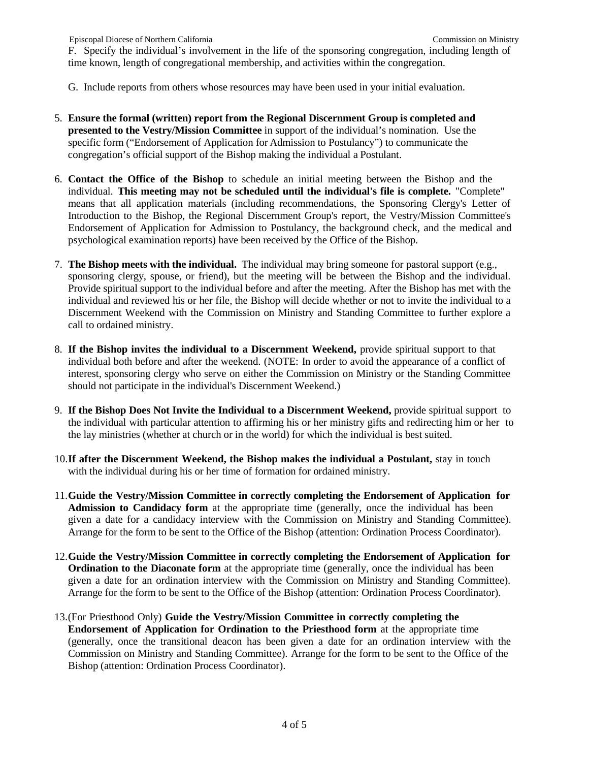F. Specify the individual's involvement in the life of the sponsoring congregation, including length of time known, length of congregational membership, and activities within the congregation.

G. Include reports from others whose resources may have been used in your initial evaluation.

5. **Ensure the formal (written) report from the Regional Discernment Group is completed and presented to the Vestry/Mission Committee** in support of the individual's nomination. Use the specific form ("Endorsement of Application for Admission to Postulancy") to communicate the congregation's official support of the Bishop making the individual a Postulant.

6. **Contact the Office of the Bishop** to schedule an initial meeting between the Bishop and the individual. **This meeting may not be scheduled until the individual's file is complete.** "Complete" means that all application materials (including recommendations, the Sponsoring Clergy's Letter of Introduction to the Bishop, the Regional Discernment Group's report, the Vestry/Mission Committee's Endorsement of Application for Admission to Postulancy, the background check, and the medical and psychological examination reports) have been received by the Office of the Bishop.

7. **The Bishop meets with the individual.** The individual may bring someone for pastoral support (e.g., sponsoring clergy, spouse, or friend), but the meeting will be between the Bishop and the individual. Provide spiritual support to the individual before and after the meeting. After the Bishop has met with the individual and reviewed his or her file, the Bishop will decide whether or not to invite the individual to a Discernment Weekend with the Commission on Ministry and Standing Committee to further explore a call to ordained ministry.

8. **If the Bishop invites the individual to a Discernment Weekend,** provide spiritual support to that individual both before and after the weekend. (NOTE: In order to avoid the appearance of a conflict of interest, sponsoring clergy who serve on either the Commission on Ministry or the Standing Committee should not participate in the individual's Discernment Weekend.)

9. **If the Bishop Does Not Invite the Individual to a Discernment Weekend,** provide spiritual support to the individual with particular attention to affirming his or her ministry gifts and redirecting him or her to the lay ministries (whether at church or in the world) for which the individual is best suited.

10. **If after the Discernment Weekend, the Bishop makes the individual a Postulant,** stay in touch with the individual during his or her time of formation for ordained ministry.

11. **Guide the Vestry/Mission Committee in correctly completing the Endorsement of Application for Admission to Candidacy form** at the appropriate time (generally, once the individual has been given a date for a candidacy interview with the Commission on Ministry and Standing Committee). Arrange for the form to be sent to the Office of the Bishop (attention: Ordination Process Coordinator).

12. **Guide the Vestry/Mission Committee in correctly completing the Endorsement of Application for Ordination to the Diaconate form** at the appropriate time (generally, once the individual has been given a date for an ordination interview with the Commission on Ministry and Standing Committee). Arrange for the form to be sent to the Office of the Bishop (attention: Ordination Process Coordinator).

13. (For Priesthood Only) **Guide the Vestry/Mission Committee in correctly completing the Endorsement of Application for Ordination to the Priesthood form** at the appropriate time (generally, once the transitional deacon has been given a date for an ordination interview with the Commission on Ministry and Standing Committee). Arrange for the form to be sent to the Office of the Bishop (attention: Ordination Process Coordinator).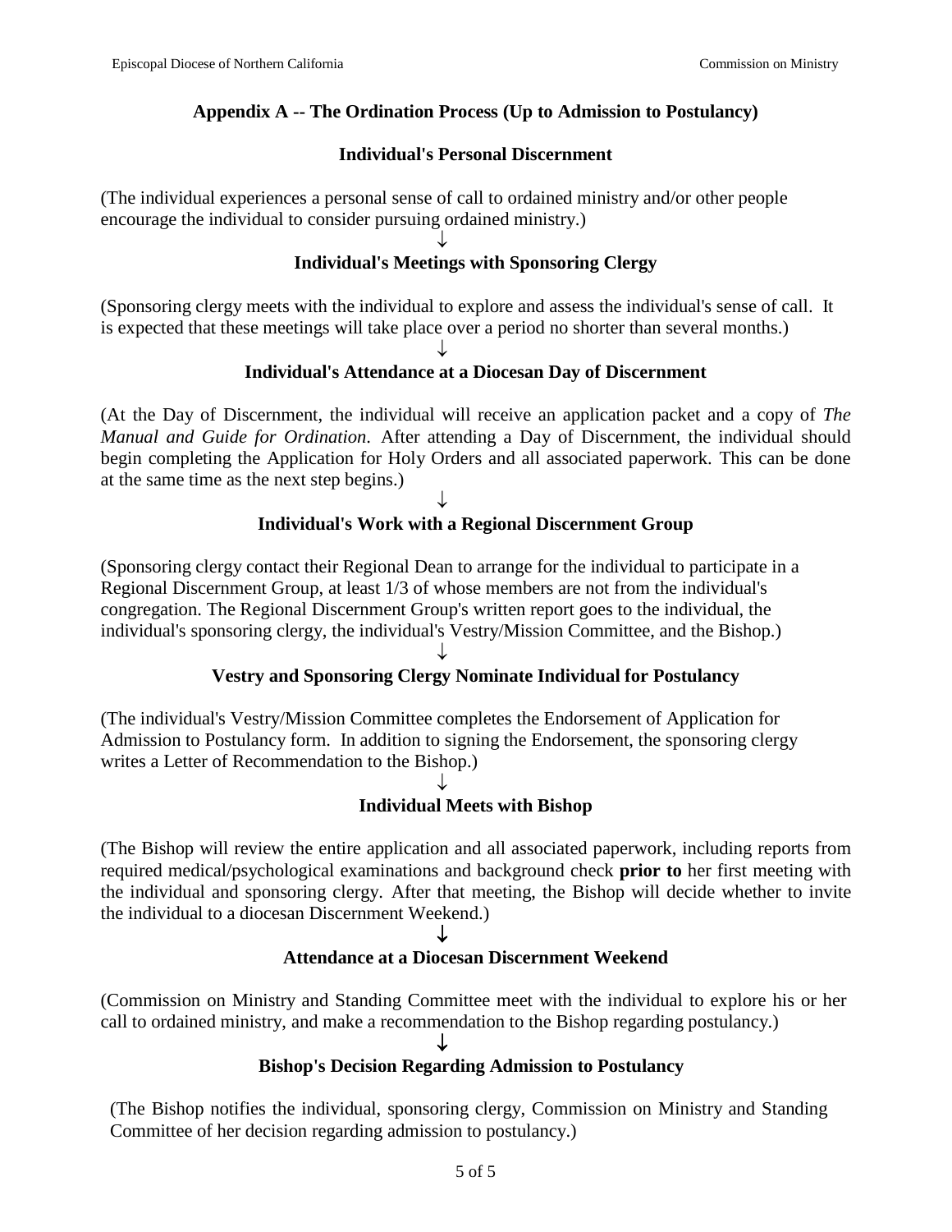## Appendix A -- The Ordination Process (Up to Admission to Postulancy)

### Individual's Personal Discernment

(The individual experiences a personal sense of call to ordained ministry and/or other people encourage the individual to consider pursuing ordained ministry.)

↓

### Individual's Meetings with Sponsoring Clergy

(Sponsoring clergy meets with the individual to explore and assess the individual's sense of call. It is expected that these meetings will take place over a period no shorter than several months.)

↓

### Individual's Attendance at a Diocesan Day of Discernment

(At the Day of Discernment, the individual will receive an application packet and a copy of *The Manual and Guide for Ordination.* After attending a Day of Discernment, the individual should begin completing the Application for Holy Orders and all associated paperwork. This can be done at the same time as the next step begins.)

↓

### Individual's Work with a Regional Discernment Group

(Sponsoring clergy contact their Regional Dean to arrange for the individual to participate in a Regional Discernment Group, at least 1/3 of whose members are not from the individual's congregation. The Regional Discernment Group's written report goes to the individual, the individual's sponsoring clergy, the individual's Vestry/Mission Committee, and the Bishop.)

↓

### Vestry and Sponsoring Clergy Nominate Individual for Postulancy

(The individual's Vestry/Mission Committee completes the Endorsement of Application for Admission to Postulancy form. In addition to signing the Endorsement, the sponsoring clergy writes a Letter of Recommendation to the Bishop.)

↓

### Individual Meets with Bishop

(The Bishop will review the entire application and all associated paperwork, including reports from required medical/psychological examinations and background check **prior to** her first meeting with the individual and sponsoring clergy. After that meeting, the Bishop will decide whether to invite the individual to a diocesan Discernment Weekend.)

↓

### Attendance at a Diocesan Discernment Weekend

(Commission on Ministry and Standing Committee meet with the individual to explore his or her call to ordained ministry, and make a recommendation to the Bishop regarding postulancy.)

↓

### Bishop's Decision Regarding Admission to Postulancy

(The Bishop notifies the individual, sponsoring clergy, Commission on Ministry and Standing Committee of her decision regarding admission to postulancy.)